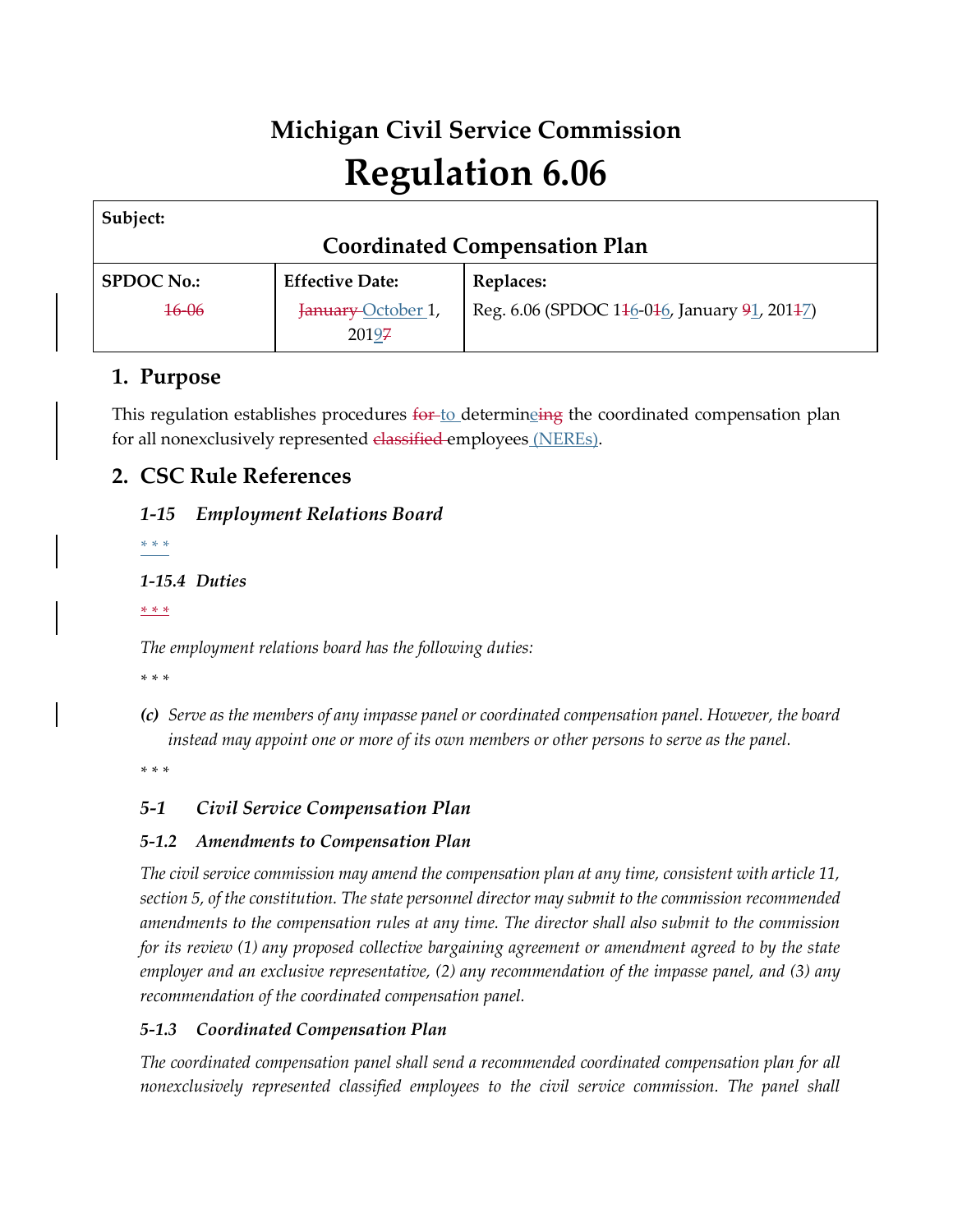# Michigan Civil Service Commission

# Regulation 6.06

| Subject: | | |
|---|---|---|
| **Coordinated Compensation Plan** | | |
| **SPDOC No.:** | **Effective Date:** | **Replaces:** |
| ~~16-06~~ | ~~January~~ October 1, 201~~7~~9 | Reg. 6.06 (SPDOC 1~~1~~6-0~~1~~6, January ~~9~~1, 201~~1~~7) |

## 1. Purpose

This regulation establishes procedures ~~for~~ to determin~~ing~~e the coordinated compensation plan for all nonexclusively represented ~~classified~~ employees (NEREs).

## 2. CSC Rule References

### *1-15 Employment Relations Board*

\* \* \*

### *1-15.4 Duties*

~~\* \* \*~~

*The employment relations board has the following duties:*

\* \* \*

*(c) Serve as the members of any impasse panel or coordinated compensation panel. However, the board instead may appoint one or more of its own members or other persons to serve as the panel.*

\* \* \*

### *5-1 Civil Service Compensation Plan*

### *5-1.2 Amendments to Compensation Plan*

*The civil service commission may amend the compensation plan at any time, consistent with article 11, section 5, of the constitution. The state personnel director may submit to the commission recommended amendments to the compensation rules at any time. The director shall also submit to the commission for its review (1) any proposed collective bargaining agreement or amendment agreed to by the state employer and an exclusive representative, (2) any recommendation of the impasse panel, and (3) any recommendation of the coordinated compensation panel.*

### *5-1.3 Coordinated Compensation Plan*

*The coordinated compensation panel shall send a recommended coordinated compensation plan for all nonexclusively represented classified employees to the civil service commission. The panel shall*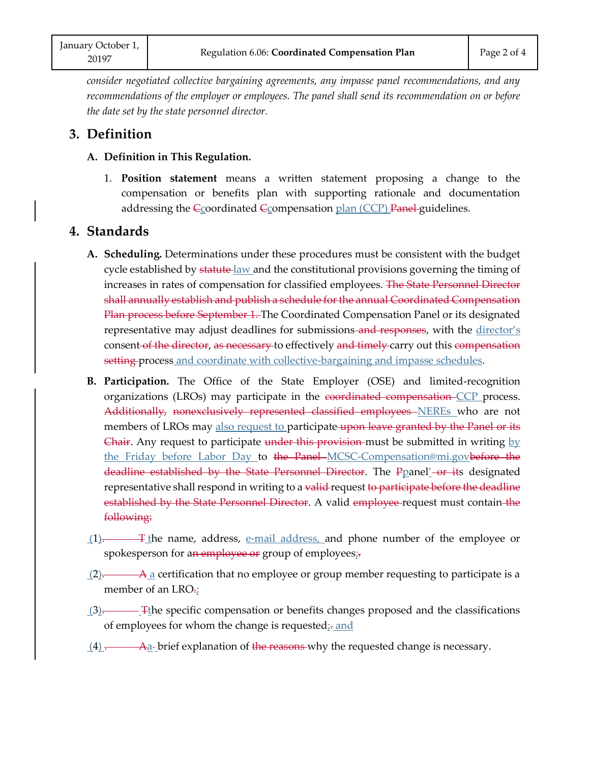*consider negotiated collective bargaining agreements, any impasse panel recommendations, and any recommendations of the employer or employees. The panel shall send its recommendation on or before the date set by the state personnel director.*

## 3. Definition

### A. Definition in This Regulation.

1. **Position statement** means a written statement proposing a change to the compensation or benefits plan with supporting rationale and documentation addressing the ~~C~~coordinated ~~C~~compensation plan (CCP) ~~Panel~~ guidelines.

## 4. Standards

**A. Scheduling.** Determinations under these procedures must be consistent with the budget cycle established by ~~statute~~ law and the constitutional provisions governing the timing of increases in rates of compensation for classified employees. ~~The State Personnel Director shall annually establish and publish a schedule for the annual Coordinated Compensation Plan process before September 1.~~ The Coordinated Compensation Panel or its designated representative may adjust deadlines for submissions ~~and responses~~, with the director's consent ~~of the director~~, ~~as necessary~~ to effectively ~~and timely~~ carry out this ~~compensation setting~~ process and coordinate with collective-bargaining and impasse schedules.

**B. Participation.** The Office of the State Employer (OSE) and limited-recognition organizations (LROs) may participate in the ~~coordinated compensation~~ CCP process. ~~Additionally, nonexclusively represented classified employees~~ NEREs who are not members of LROs may also request to participate ~~upon leave granted by the Panel or its Chair~~. Any request to participate ~~under this provision~~ must be submitted in writing by the Friday before Labor Day to ~~the Panel~~ MCSC-Compensation@mi.gov~~before the deadline established by the State Personnel Director~~. The ~~P~~panel' ~~or it~~s designated representative shall respond in writing to a ~~valid~~ request ~~to participate before the deadline established by the State Personnel Director~~. A valid ~~employee~~ request must contain ~~the following:~~

(1)~~.~~ ~~T~~ the name, address, e-mail address, and phone number of the employee or spokesperson for a~~n employee or~~ group of employees;~~.~~

(2)~~.~~ ~~A~~ a certification that no employee or group member requesting to participate is a member of an LRO~~.~~;

(3)~~.~~ ~~T~~the specific compensation or benefits changes proposed and the classifications of employees for whom the change is requested;~~.~~ and

(4) ~~.~~ ~~A~~a brief explanation of ~~the reasons~~ why the requested change is necessary.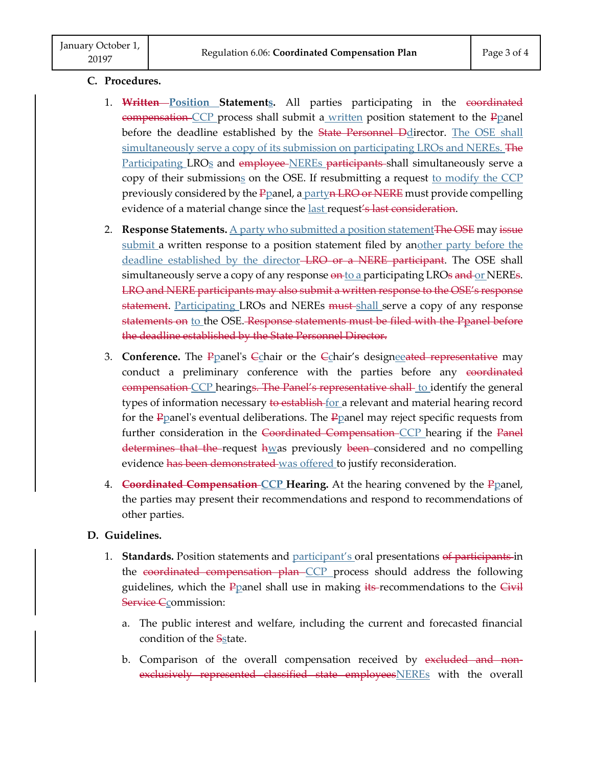## C. Procedures.

1. **~~Written~~ Position Statements.** All parties participating in the ~~coordinated compensation~~ CCP process shall submit a written position statement to the ~~P~~panel before the deadline established by the ~~State Personnel D~~director. The OSE shall simultaneously serve a copy of its submission on participating LROs and NEREs. ~~The~~ Participating LROs and ~~employee~~ NEREs ~~participants~~ shall simultaneously serve a copy of their submissions on the OSE. If resubmitting a request to modify the CCP previously considered by the ~~P~~panel, a party~~n LRO or NERE~~ must provide compelling evidence of a material change since the last request~~'s last consideration~~.

2. **Response Statements.** A party who submitted a position statement~~The OSE~~ may ~~issue~~ submit a written response to a position statement filed by another party before the deadline established by the director ~~LRO or a NERE participant~~. The OSE shall simultaneously serve a copy of any response ~~on~~ to a participating LRO~~s and~~ or NERE~~s~~. ~~LRO and NERE participants may also submit a written response to the OSE's response statement~~. Participating LROs and NEREs ~~must~~ shall serve a copy of any response ~~statements on~~ to the OSE. ~~Response statements must be filed with the Ppanel before the deadline established by the State Personnel Director.~~

3. **Conference.** The ~~P~~panel's ~~C~~chair or the ~~C~~chair's designee~~ated representative~~ may conduct a preliminary conference with the parties before any ~~coordinated compensation~~ CCP hearing~~s. The Panel's representative shall~~ to identify the general types of information necessary ~~to establish~~ for a relevant and material hearing record for the ~~P~~panel's eventual deliberations. The ~~P~~panel may reject specific requests from further consideration in the ~~Coordinated Compensation~~ CCP hearing if the ~~Panel determines that the~~ request ~~h~~was previously ~~been~~ considered and no compelling evidence ~~has been demonstrated~~ was offered to justify reconsideration.

4. **~~Coordinated Compensation~~ CCP Hearing.** At the hearing convened by the ~~P~~panel, the parties may present their recommendations and respond to recommendations of other parties.

## D. Guidelines.

1. **Standards.** Position statements and participant's oral presentations ~~of participants~~ in the ~~coordinated compensation plan~~ CCP process should address the following guidelines, which the ~~P~~panel shall use in making ~~its~~ recommendations to the ~~Civil Service C~~commission:

   a. The public interest and welfare, including the current and forecasted financial condition of the ~~S~~state.

   b. Comparison of the overall compensation received by ~~excluded and non-exclusively represented classified state employees~~NEREs with the overall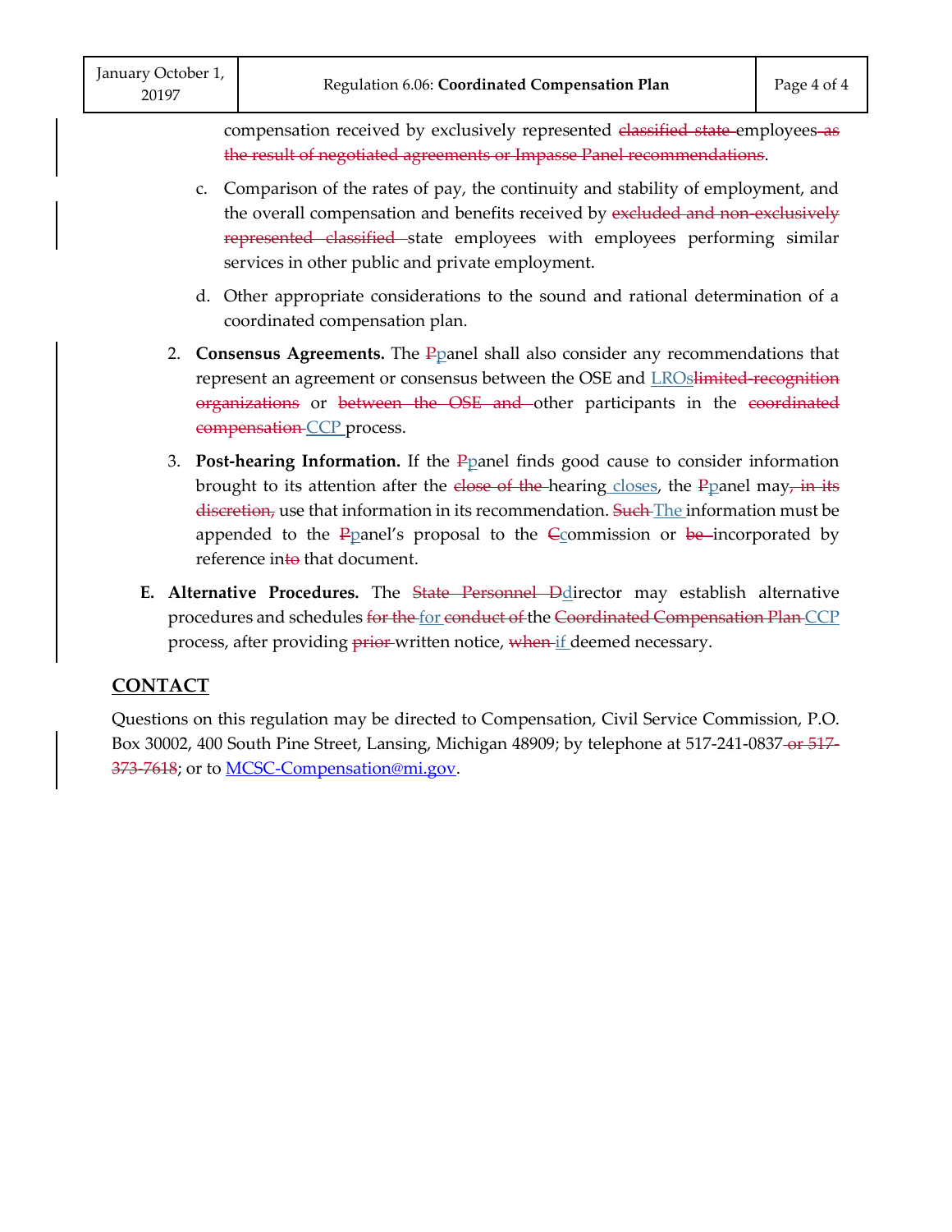compensation received by exclusively represented ~~classified state~~ employees ~~as the result of negotiated agreements or Impasse Panel recommendations~~.

c. Comparison of the rates of pay, the continuity and stability of employment, and the overall compensation and benefits received by ~~excluded and non-exclusively represented classified~~ state employees with employees performing similar services in other public and private employment.

d. Other appropriate considerations to the sound and rational determination of a coordinated compensation plan.

2. **Consensus Agreements.** The ~~P~~panel shall also consider any recommendations that represent an agreement or consensus between the OSE and LROs~~limited-recognition organizations~~ or ~~between the OSE and~~ other participants in the ~~coordinated compensation~~ CCP process.

3. **Post-hearing Information.** If the ~~P~~panel finds good cause to consider information brought to its attention after the ~~close of the~~ hearing closes, the ~~P~~panel may~~, in its discretion,~~ use that information in its recommendation. ~~Such~~ The information must be appended to the ~~P~~panel's proposal to the ~~C~~commission or ~~be~~ incorporated by reference in~~to~~ that document.

**E. Alternative Procedures.** The ~~State Personnel D~~director may establish alternative procedures and schedules ~~for the~~ for ~~conduct of~~ the ~~Coordinated Compensation Plan~~ CCP process, after providing ~~prior~~ written notice, ~~when~~ if deemed necessary.

## CONTACT

Questions on this regulation may be directed to Compensation, Civil Service Commission, P.O. Box 30002, 400 South Pine Street, Lansing, Michigan 48909; by telephone at 517-241-0837 ~~or 517-373-7618~~; or to MCSC-Compensation@mi.gov.